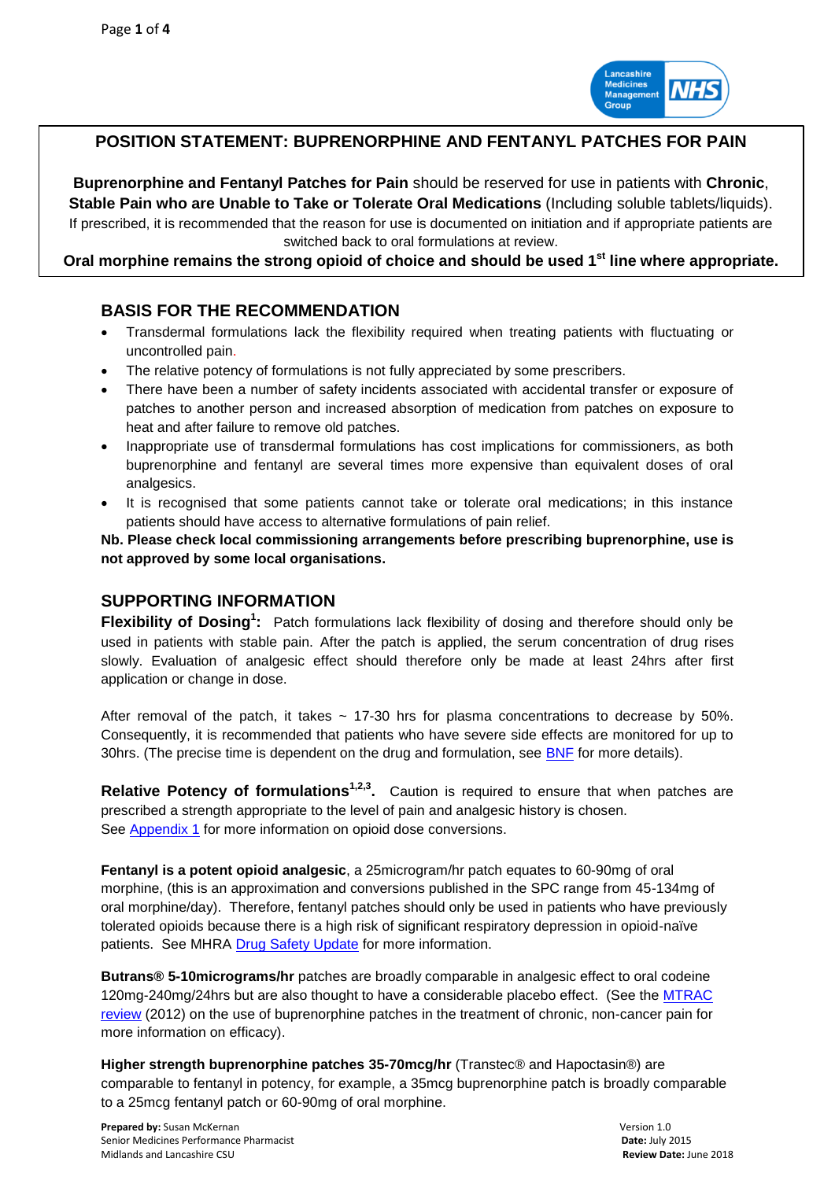# POSITION STATEMENT: BUPRENORPHINE AND FENTANYL PATCHES FOR PAIN

**Buprenorphine and Fentanyl Patches for Pain** should be reserved for use in patients with **Chronic**, **Stable Pain who are Unable to Take or Tolerate Oral Medications** (Including soluble tablets/liquids). If prescribed, it is recommended that the reason for use is documented on initiation and if appropriate patients are switched back to oral formulations at review.

**Oral morphine remains the strong opioid of choice and should be used 1st line where appropriate.**

## BASIS FOR THE RECOMMENDATION

- Transdermal formulations lack the flexibility required when treating patients with fluctuating or uncontrolled pain.
- The relative potency of formulations is not fully appreciated by some prescribers.
- There have been a number of safety incidents associated with accidental transfer or exposure of patches to another person and increased absorption of medication from patches on exposure to heat and after failure to remove old patches.
- Inappropriate use of transdermal formulations has cost implications for commissioners, as both buprenorphine and fentanyl are several times more expensive than equivalent doses of oral analgesics.
- It is recognised that some patients cannot take or tolerate oral medications; in this instance patients should have access to alternative formulations of pain relief.

**Nb. Please check local commissioning arrangements before prescribing buprenorphine, use is not approved by some local organisations.**

## SUPPORTING INFORMATION

**Flexibility of Dosing[1]:** Patch formulations lack flexibility of dosing and therefore should only be used in patients with stable pain. After the patch is applied, the serum concentration of drug rises slowly. Evaluation of analgesic effect should therefore only be made at least 24hrs after first application or change in dose.

After removal of the patch, it takes ~ 17-30 hrs for plasma concentrations to decrease by 50%. Consequently, it is recommended that patients who have severe side effects are monitored for up to 30hrs. (The precise time is dependent on the drug and formulation, see BNF for more details).

**Relative Potency of formulations[1,2,3].** Caution is required to ensure that when patches are prescribed a strength appropriate to the level of pain and analgesic history is chosen. See Appendix 1 for more information on opioid dose conversions.

**Fentanyl is a potent opioid analgesic**, a 25microgram/hr patch equates to 60-90mg of oral morphine, (this is an approximation and conversions published in the SPC range from 45-134mg of oral morphine/day). Therefore, fentanyl patches should only be used in patients who have previously tolerated opioids because there is a high risk of significant respiratory depression in opioid-naïve patients. See MHRA Drug Safety Update for more information.

**Butrans® 5-10micrograms/hr** patches are broadly comparable in analgesic effect to oral codeine 120mg-240mg/24hrs but are also thought to have a considerable placebo effect. (See the MTRAC review (2012) on the use of buprenorphine patches in the treatment of chronic, non-cancer pain for more information on efficacy).

**Higher strength buprenorphine patches 35-70mcg/hr** (Transtec® and Hapoctasin®) are comparable to fentanyl in potency, for example, a 35mcg buprenorphine patch is broadly comparable to a 25mcg fentanyl patch or 60-90mg of oral morphine.

**Prepared by:** Susan McKernan
Senior Medicines Performance Pharmacist
Midlands and Lancashire CSU

Version 1.0
**Date:** July 2015
**Review Date:** June 2018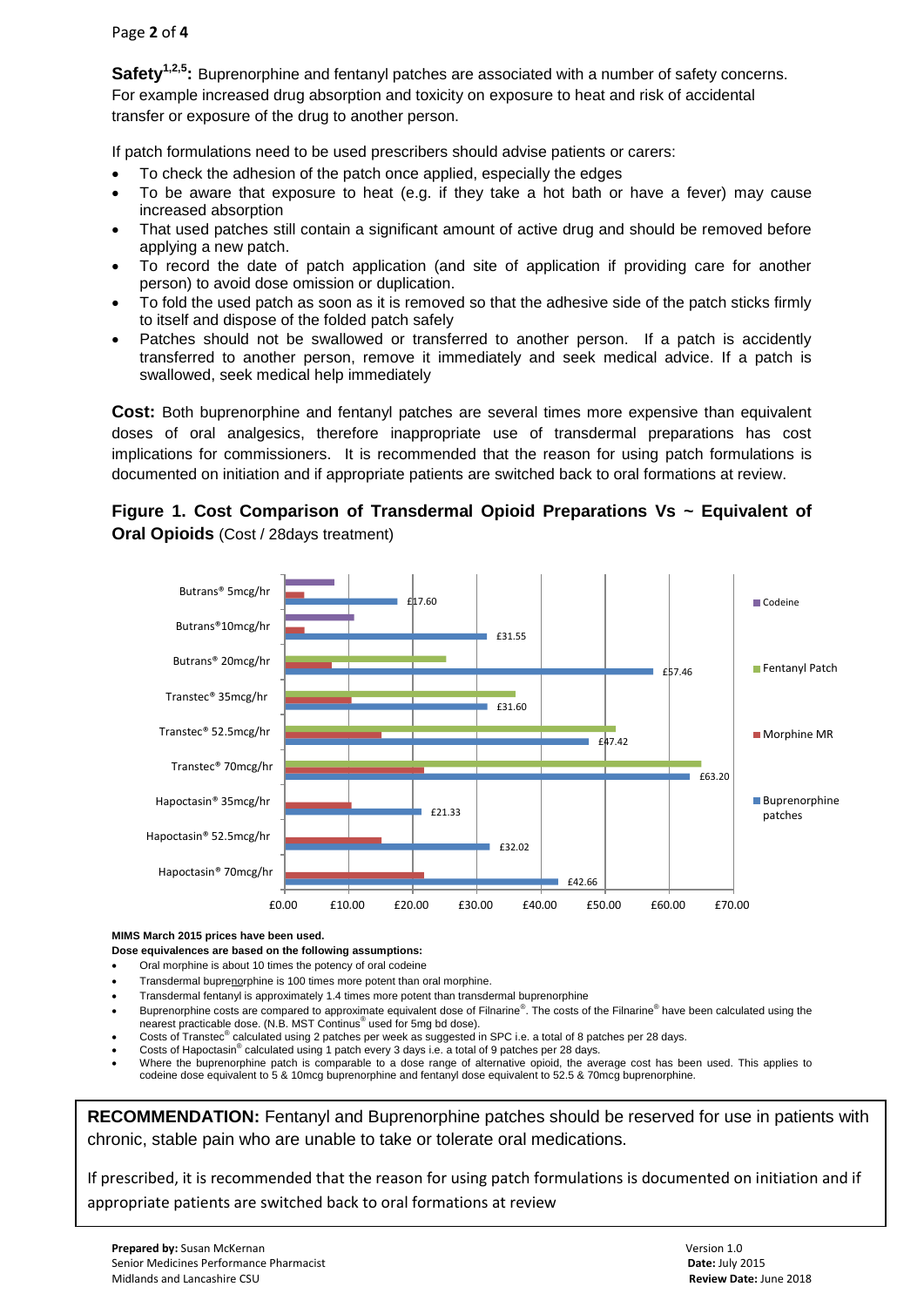**Safety[1,2,5]:** Buprenorphine and fentanyl patches are associated with a number of safety concerns. For example increased drug absorption and toxicity on exposure to heat and risk of accidental transfer or exposure of the drug to another person.

If patch formulations need to be used prescribers should advise patients or carers:

- To check the adhesion of the patch once applied, especially the edges
- To be aware that exposure to heat (e.g. if they take a hot bath or have a fever) may cause increased absorption
- That used patches still contain a significant amount of active drug and should be removed before applying a new patch.
- To record the date of patch application (and site of application if providing care for another person) to avoid dose omission or duplication.
- To fold the used patch as soon as it is removed so that the adhesive side of the patch sticks firmly to itself and dispose of the folded patch safely
- Patches should not be swallowed or transferred to another person. If a patch is accidently transferred to another person, remove it immediately and seek medical advice. If a patch is swallowed, seek medical help immediately

**Cost:** Both buprenorphine and fentanyl patches are several times more expensive than equivalent doses of oral analgesics, therefore inappropriate use of transdermal preparations has cost implications for commissioners. It is recommended that the reason for using patch formulations is documented on initiation and if appropriate patients are switched back to oral formations at review.

**Figure 1. Cost Comparison of Transdermal Opioid Preparations Vs ~ Equivalent of Oral Opioids** (Cost / 28days treatment)

| Preparation | Buprenorphine patches |
|---|---|
| Butrans® 5mcg/hr | £17.60 |
| Butrans® 10mcg/hr | £31.55 |
| Butrans® 20mcg/hr | £57.46 |
| Transtec® 35mcg/hr | £31.60 |
| Transtec® 52.5mcg/hr | £47.42 |
| Transtec® 70mcg/hr | £63.20 |
| Hapoctasin® 35mcg/hr | £21.33 |
| Hapoctasin® 52.5mcg/hr | £32.02 |
| Hapoctasin® 70mcg/hr | £42.66 |

Legend: Codeine, Fentanyl Patch, Morphine MR, Buprenorphine patches. Axis: £0.00 – £70.00

**MIMS March 2015 prices have been used.**

**Dose equivalences are based on the following assumptions:**

- Oral morphine is about 10 times the potency of oral codeine
- Transdermal buprenorphine is 100 times more potent than oral morphine.
- Transdermal fentanyl is approximately 1.4 times more potent than transdermal buprenorphine
- Buprenorphine costs are compared to approximate equivalent dose of Filnarine®. The costs of the Filnarine® have been calculated using the nearest practicable dose. (N.B. MST Continus® used for 5mg bd dose).
- Costs of Transtec® calculated using 2 patches per week as suggested in SPC i.e. a total of 8 patches per 28 days.
- Costs of Hapoctasin® calculated using 1 patch every 3 days i.e. a total of 9 patches per 28 days.
- Where the buprenorphine patch is comparable to a dose range of alternative opioid, the average cost has been used. This applies to codeine dose equivalent to 5 & 10mcg buprenorphine and fentanyl dose equivalent to 52.5 & 70mcg buprenorphine.

**RECOMMENDATION:** Fentanyl and Buprenorphine patches should be reserved for use in patients with chronic, stable pain who are unable to take or tolerate oral medications.

If prescribed, it is recommended that the reason for using patch formulations is documented on initiation and if appropriate patients are switched back to oral formations at review

**Prepared by:** Susan McKernan
Senior Medicines Performance Pharmacist
Midlands and Lancashire CSU

Version 1.0
**Date:** July 2015
**Review Date:** June 2018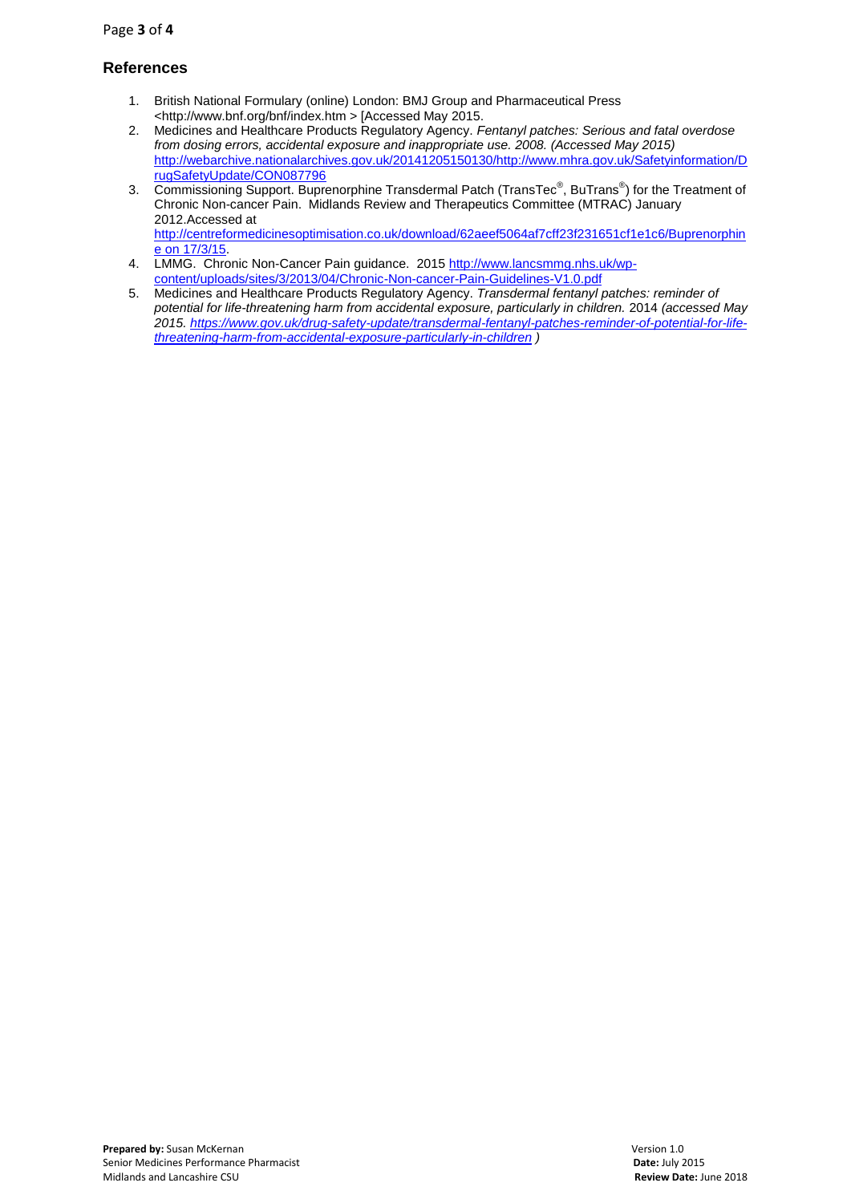## References

1. British National Formulary (online) London: BMJ Group and Pharmaceutical Press <http://www.bnf.org/bnf/index.htm > [Accessed May 2015.
2. Medicines and Healthcare Products Regulatory Agency. *Fentanyl patches: Serious and fatal overdose from dosing errors, accidental exposure and inappropriate use. 2008. (Accessed May 2015)* http://webarchive.nationalarchives.gov.uk/20141205150130/http://www.mhra.gov.uk/Safetyinformation/DrugSafetyUpdate/CON087796
3. Commissioning Support. Buprenorphine Transdermal Patch (TransTec®, BuTrans®) for the Treatment of Chronic Non-cancer Pain. Midlands Review and Therapeutics Committee (MTRAC) January 2012.Accessed at http://centreformedicinesoptimisation.co.uk/download/62aeef5064af7cff23f231651cf1e1c6/Buprenorphine on 17/3/15.
4. LMMG. Chronic Non-Cancer Pain guidance. 2015 http://www.lancsmmg.nhs.uk/wp-content/uploads/sites/3/2013/04/Chronic-Non-cancer-Pain-Guidelines-V1.0.pdf
5. Medicines and Healthcare Products Regulatory Agency. *Transdermal fentanyl patches: reminder of potential for life-threatening harm from accidental exposure, particularly in children.* 2014 *(accessed May 2015. https://www.gov.uk/drug-safety-update/transdermal-fentanyl-patches-reminder-of-potential-for-life-threatening-harm-from-accidental-exposure-particularly-in-children )*

**Prepared by:** Susan McKernan
Senior Medicines Performance Pharmacist
Midlands and Lancashire CSU

Version 1.0
**Date:** July 2015
**Review Date:** June 2018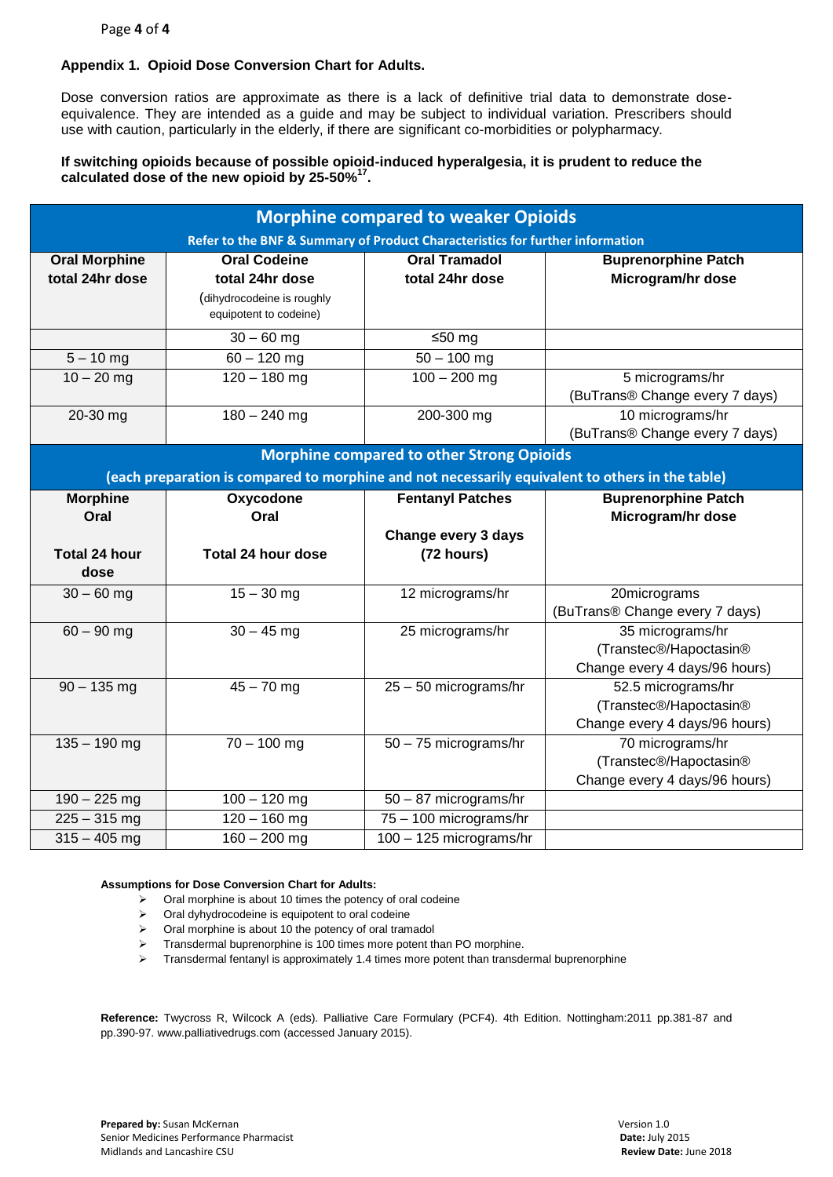### Appendix 1. Opioid Dose Conversion Chart for Adults.

Dose conversion ratios are approximate as there is a lack of definitive trial data to demonstrate dose-equivalence. They are intended as a guide and may be subject to individual variation. Prescribers should use with caution, particularly in the elderly, if there are significant co-morbidities or polypharmacy.

**If switching opioids because of possible opioid-induced hyperalgesia, it is prudent to reduce the calculated dose of the new opioid by 25-50%[17].**

| Morphine compared to weaker Opioids<br>Refer to the BNF & Summary of Product Characteristics for further information | | | |
|---|---|---|---|
| **Oral Morphine total 24hr dose** | **Oral Codeine total 24hr dose**<br>(dihydrocodeine is roughly equipotent to codeine) | **Oral Tramadol total 24hr dose** | **Buprenorphine Patch Microgram/hr dose** |
| | 30 – 60 mg | ≤50 mg | |
| 5 – 10 mg | 60 – 120 mg | 50 – 100 mg | |
| 10 – 20 mg | 120 – 180 mg | 100 – 200 mg | 5 micrograms/hr<br>(BuTrans® Change every 7 days) |
| 20-30 mg | 180 – 240 mg | 200-300 mg | 10 micrograms/hr<br>(BuTrans® Change every 7 days) |
| **Morphine compared to other Strong Opioids**<br>**(each preparation is compared to morphine and not necessarily equivalent to others in the table)** | | | |
| **Morphine Oral**<br>**Total 24 hour dose** | **Oxycodone Oral**<br>**Total 24 hour dose** | **Fentanyl Patches**<br>**Change every 3 days (72 hours)** | **Buprenorphine Patch Microgram/hr dose** |
| 30 – 60 mg | 15 – 30 mg | 12 micrograms/hr | 20micrograms<br>(BuTrans® Change every 7 days) |
| 60 – 90 mg | 30 – 45 mg | 25 micrograms/hr | 35 micrograms/hr<br>(Transtec®/Hapoctasin® Change every 4 days/96 hours) |
| 90 – 135 mg | 45 – 70 mg | 25 – 50 micrograms/hr | 52.5 micrograms/hr<br>(Transtec®/Hapoctasin® Change every 4 days/96 hours) |
| 135 – 190 mg | 70 – 100 mg | 50 – 75 micrograms/hr | 70 micrograms/hr<br>(Transtec®/Hapoctasin® Change every 4 days/96 hours) |
| 190 – 225 mg | 100 – 120 mg | 50 – 87 micrograms/hr | |
| 225 – 315 mg | 120 – 160 mg | 75 – 100 micrograms/hr | |
| 315 – 405 mg | 160 – 200 mg | 100 – 125 micrograms/hr | |

**Assumptions for Dose Conversion Chart for Adults:**

- Oral morphine is about 10 times the potency of oral codeine
- Oral dyhydrocodeine is equipotent to oral codeine
- Oral morphine is about 10 the potency of oral tramadol
- Transdermal buprenorphine is 100 times more potent than PO morphine.
- Transdermal fentanyl is approximately 1.4 times more potent than transdermal buprenorphine

**Reference:** Twycross R, Wilcock A (eds). Palliative Care Formulary (PCF4). 4th Edition. Nottingham:2011 pp.381-87 and pp.390-97. www.palliativedrugs.com (accessed January 2015).

**Prepared by:** Susan McKernan
Senior Medicines Performance Pharmacist
Midlands and Lancashire CSU

Version 1.0
**Date:** July 2015
**Review Date:** June 2018